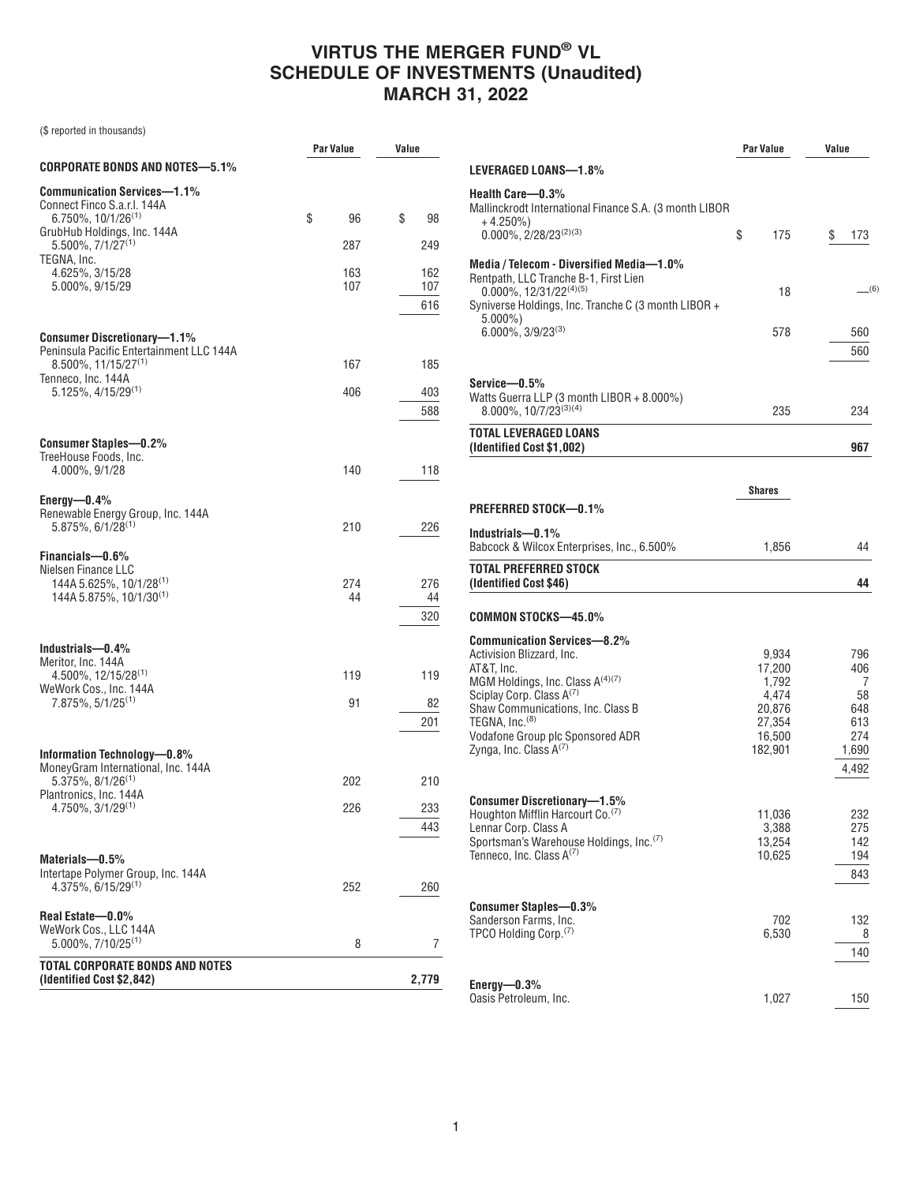# VIRTUS THE MERGER FUND® VL
## SCHEDULE OF INVESTMENTS (Unaudited)
## MARCH 31, 2022

($ reported in thousands)

| | Par Value | Value |
|---|---|---|
| **CORPORATE BONDS AND NOTES—5.1%** | | |
| **Communication Services—1.1%** | | |
| Connect Finco S.a.r.l. 144A 6.750%, 10/1/26[(1)] | $ 96 | $ 98 |
| GrubHub Holdings, Inc. 144A 5.500%, 7/1/27[(1)] | 287 | 249 |
| TEGNA, Inc. | | |
| 4.625%, 3/15/28 | 163 | 162 |
| 5.000%, 9/15/29 | 107 | 107 |
| | | 616 |
| **Consumer Discretionary—1.1%** | | |
| Peninsula Pacific Entertainment LLC 144A 8.500%, 11/15/27[(1)] | 167 | 185 |
| Tenneco, Inc. 144A 5.125%, 4/15/29[(1)] | 406 | 403 |
| | | 588 |
| **Consumer Staples—0.2%** | | |
| TreeHouse Foods, Inc. 4.000%, 9/1/28 | 140 | 118 |
| **Energy—0.4%** | | |
| Renewable Energy Group, Inc. 144A 5.875%, 6/1/28[(1)] | 210 | 226 |
| **Financials—0.6%** | | |
| Nielsen Finance LLC | | |
| 144A 5.625%, 10/1/28[(1)] | 274 | 276 |
| 144A 5.875%, 10/1/30[(1)] | 44 | 44 |
| | | 320 |
| **Industrials—0.4%** | | |
| Meritor, Inc. 144A 4.500%, 12/15/28[(1)] | 119 | 119 |
| WeWork Cos., Inc. 144A 7.875%, 5/1/25[(1)] | 91 | 82 |
| | | 201 |
| **Information Technology—0.8%** | | |
| MoneyGram International, Inc. 144A 5.375%, 8/1/26[(1)] | 202 | 210 |
| Plantronics, Inc. 144A 4.750%, 3/1/29[(1)] | 226 | 233 |
| | | 443 |
| **Materials—0.5%** | | |
| Intertape Polymer Group, Inc. 144A 4.375%, 6/15/29[(1)] | 252 | 260 |
| **Real Estate—0.0%** | | |
| WeWork Cos., LLC 144A 5.000%, 7/10/25[(1)] | 8 | 7 |
| **TOTAL CORPORATE BONDS AND NOTES (Identified Cost $2,842)** | | **2,779** |

| | Par Value | Value |
|---|---|---|
| **LEVERAGED LOANS—1.8%** | | |
| **Health Care—0.3%** | | |
| Mallinckrodt International Finance S.A. (3 month LIBOR + 4.250%) 0.000%, 2/28/23[(2)(3)] | $ 175 | $ 173 |
| **Media / Telecom - Diversified Media—1.0%** | | |
| Rentpath, LLC Tranche B-1, First Lien 0.000%, 12/31/22[(4)(5)] | 18 | —[(6)] |
| Syniverse Holdings, Inc. Tranche C (3 month LIBOR + 5.000%) 6.000%, 3/9/23[(3)] | 578 | 560 |
| | | 560 |
| **Service—0.5%** | | |
| Watts Guerra LLP (3 month LIBOR + 8.000%) 8.000%, 10/7/23[(3)(4)] | 235 | 234 |
| **TOTAL LEVERAGED LOANS (Identified Cost $1,002)** | | **967** |

| | Shares | Value |
|---|---|---|
| **PREFERRED STOCK—0.1%** | | |
| **Industrials—0.1%** | | |
| Babcock & Wilcox Enterprises, Inc., 6.500% | 1,856 | 44 |
| **TOTAL PREFERRED STOCK (Identified Cost $46)** | | **44** |
| **COMMON STOCKS—45.0%** | | |
| **Communication Services—8.2%** | | |
| Activision Blizzard, Inc. | 9,934 | 796 |
| AT&T, Inc. | 17,200 | 406 |
| MGM Holdings, Inc. Class A[(4)(7)] | 1,792 | 7 |
| Sciplay Corp. Class A[(7)] | 4,474 | 58 |
| Shaw Communications, Inc. Class B | 20,876 | 648 |
| TEGNA, Inc.[(8)] | 27,354 | 613 |
| Vodafone Group plc Sponsored ADR | 16,500 | 274 |
| Zynga, Inc. Class A[(7)] | 182,901 | 1,690 |
| | | 4,492 |
| **Consumer Discretionary—1.5%** | | |
| Houghton Mifflin Harcourt Co.[(7)] | 11,036 | 232 |
| Lennar Corp. Class A | 3,388 | 275 |
| Sportsman's Warehouse Holdings, Inc.[(7)] | 13,254 | 142 |
| Tenneco, Inc. Class A[(7)] | 10,625 | 194 |
| | | 843 |
| **Consumer Staples—0.3%** | | |
| Sanderson Farms, Inc. | 702 | 132 |
| TPCO Holding Corp.[(7)] | 6,530 | 8 |
| | | 140 |
| **Energy—0.3%** | | |
| Oasis Petroleum, Inc. | 1,027 | 150 |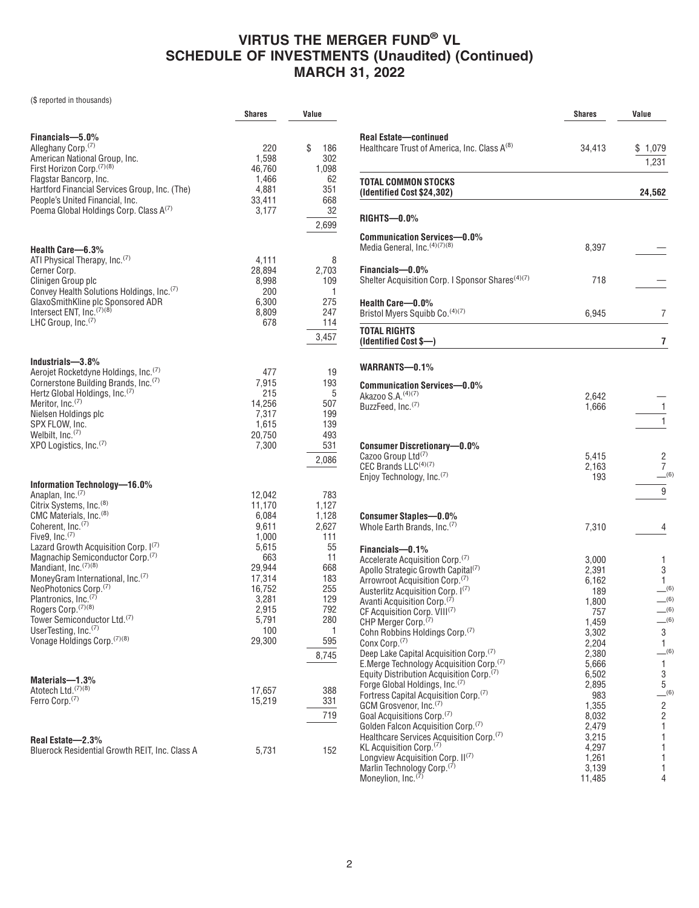# VIRTUS THE MERGER FUND® VL
# SCHEDULE OF INVESTMENTS (Unaudited) (Continued)
# MARCH 31, 2022

($ reported in thousands)

| | Shares | Value |
|---|---|---|
| **Financials—5.0%** | | |
| Alleghany Corp.[7] | 220 | $ 186 |
| American National Group, Inc. | 1,598 | 302 |
| First Horizon Corp.[7][8] | 46,760 | 1,098 |
| Flagstar Bancorp, Inc. | 1,466 | 62 |
| Hartford Financial Services Group, Inc. (The) | 4,881 | 351 |
| People's United Financial, Inc. | 33,411 | 668 |
| Poema Global Holdings Corp. Class A[7] | 3,177 | 32 |
| | | 2,699 |
| **Health Care—6.3%** | | |
| ATI Physical Therapy, Inc.[7] | 4,111 | 8 |
| Cerner Corp. | 28,894 | 2,703 |
| Clinigen Group plc | 8,998 | 109 |
| Convey Health Solutions Holdings, Inc.[7] | 200 | 1 |
| GlaxoSmithKline plc Sponsored ADR | 6,300 | 275 |
| Intersect ENT, Inc.[7][8] | 8,809 | 247 |
| LHC Group, Inc.[7] | 678 | 114 |
| | | 3,457 |
| **Industrials—3.8%** | | |
| Aerojet Rocketdyne Holdings, Inc.[7] | 477 | 19 |
| Cornerstone Building Brands, Inc.[7] | 7,915 | 193 |
| Hertz Global Holdings, Inc.[7] | 215 | 5 |
| Meritor, Inc.[7] | 14,256 | 507 |
| Nielsen Holdings plc | 7,317 | 199 |
| SPX FLOW, Inc. | 1,615 | 139 |
| Welbilt, Inc.[7] | 20,750 | 493 |
| XPO Logistics, Inc.[7] | 7,300 | 531 |
| | | 2,086 |
| **Information Technology—16.0%** | | |
| Anaplan, Inc.[7] | 12,042 | 783 |
| Citrix Systems, Inc.[8] | 11,170 | 1,127 |
| CMC Materials, Inc.[8] | 6,084 | 1,128 |
| Coherent, Inc.[7] | 9,611 | 2,627 |
| Five9, Inc.[7] | 1,000 | 111 |
| Lazard Growth Acquisition Corp. I[7] | 5,615 | 55 |
| Magnachip Semiconductor Corp.[7] | 663 | 11 |
| Mandiant, Inc.[7][8] | 29,944 | 668 |
| MoneyGram International, Inc.[7] | 17,314 | 183 |
| NeoPhotonics Corp.[7] | 16,752 | 255 |
| Plantronics, Inc.[7] | 3,281 | 129 |
| Rogers Corp.[7][8] | 2,915 | 792 |
| Tower Semiconductor Ltd.[7] | 5,791 | 280 |
| UserTesting, Inc.[7] | 100 | 1 |
| Vonage Holdings Corp.[7][8] | 29,300 | 595 |
| | | 8,745 |
| **Materials—1.3%** | | |
| Atotech Ltd.[7][8] | 17,657 | 388 |
| Ferro Corp.[7] | 15,219 | 331 |
| | | 719 |
| **Real Estate—2.3%** | | |
| Bluerock Residential Growth REIT, Inc. Class A | 5,731 | 152 |
| **Real Estate—continued** | | |
| Healthcare Trust of America, Inc. Class A[8] | 34,413 | $ 1,079 |
| | | 1,231 |
| **TOTAL COMMON STOCKS (Identified Cost $24,302)** | | **24,562** |
| **RIGHTS—0.0%** | | |
| **Communication Services—0.0%** | | |
| Media General, Inc.[4][7][8] | 8,397 | — |
| **Financials—0.0%** | | |
| Shelter Acquisition Corp. I Sponsor Shares[4][7] | 718 | — |
| **Health Care—0.0%** | | |
| Bristol Myers Squibb Co.[4][7] | 6,945 | 7 |
| **TOTAL RIGHTS (Identified Cost $—)** | | **7** |
| **WARRANTS—0.1%** | | |
| **Communication Services—0.0%** | | |
| Akazoo S.A.[4][7] | 2,642 | — |
| BuzzFeed, Inc.[7] | 1,666 | 1 |
| | | 1 |
| **Consumer Discretionary—0.0%** | | |
| Cazoo Group Ltd[7] | 5,415 | 2 |
| CEC Brands LLC[4][7] | 2,163 | 7 |
| Enjoy Technology, Inc.[7] | 193 | —[6] |
| | | 9 |
| **Consumer Staples—0.0%** | | |
| Whole Earth Brands, Inc.[7] | 7,310 | 4 |
| **Financials—0.1%** | | |
| Accelerate Acquisition Corp.[7] | 3,000 | 1 |
| Apollo Strategic Growth Capital[7] | 2,391 | 3 |
| Arrowroot Acquisition Corp.[7] | 6,162 | 1 |
| Austerlitz Acquisition Corp. I[7] | 189 | —[6] |
| Avanti Acquisition Corp.[7] | 1,800 | —[6] |
| CF Acquisition Corp. VIII[7] | 757 | —[6] |
| CHP Merger Corp.[7] | 1,459 | —[6] |
| Cohn Robbins Holdings Corp.[7] | 3,302 | 3 |
| Conx Corp.[7] | 2,204 | 1 |
| Deep Lake Capital Acquisition Corp.[7] | 2,380 | —[6] |
| E.Merge Technology Acquisition Corp.[7] | 5,666 | 1 |
| Equity Distribution Acquisition Corp.[7] | 6,502 | 3 |
| Forge Global Holdings, Inc.[7] | 2,895 | 5 |
| Fortress Capital Acquisition Corp.[7] | 983 | —[6] |
| GCM Grosvenor, Inc.[7] | 1,355 | 2 |
| Goal Acquisitions Corp.[7] | 8,032 | 2 |
| Golden Falcon Acquisition Corp.[7] | 2,479 | 1 |
| Healthcare Services Acquisition Corp.[7] | 3,215 | 1 |
| KL Acquisition Corp.[7] | 4,297 | 1 |
| Longview Acquisition Corp. II[7] | 1,261 | 1 |
| Marlin Technology Corp.[7] | 3,139 | 1 |
| Moneylion, Inc.[7] | 11,485 | 4 |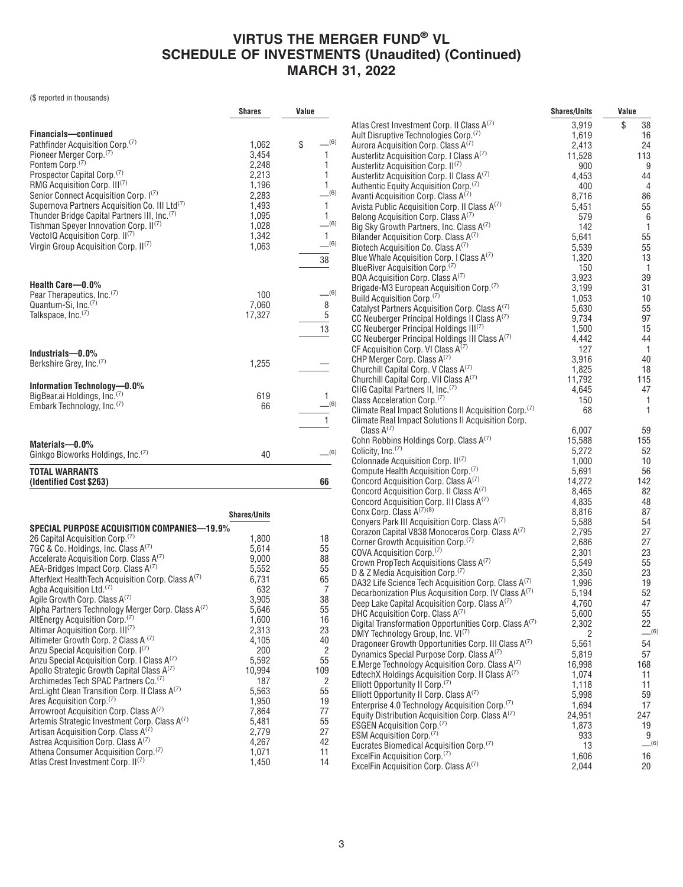# VIRTUS THE MERGER FUND® VL SCHEDULE OF INVESTMENTS (Unaudited) (Continued) MARCH 31, 2022

($ reported in thousands)

| | Shares | Value |
|---|---|---|
| **Financials—continued** | | |
| Pathfinder Acquisition Corp.[7] | 1,062 | $ —[6] |
| Pioneer Merger Corp.[7] | 3,454 | 1 |
| Pontem Corp.[7] | 2,248 | 1 |
| Prospector Capital Corp.[7] | 2,213 | 1 |
| RMG Acquisition Corp. III[7] | 1,196 | 1 |
| Senior Connect Acquisition Corp. I[7] | 2,283 | —[6] |
| Supernova Partners Acquisition Co. III Ltd[7] | 1,493 | 1 |
| Thunder Bridge Capital Partners III, Inc.[7] | 1,095 | 1 |
| Tishman Speyer Innovation Corp. II[7] | 1,028 | —[6] |
| VectoIQ Acquisition Corp. II[7] | 1,342 | 1 |
| Virgin Group Acquisition Corp. II[7] | 1,063 | —[6] |
| | | 38 |
| **Health Care—0.0%** | | |
| Pear Therapeutics, Inc.[7] | 100 | —[6] |
| Quantum-Si, Inc.[7] | 7,060 | 8 |
| Talkspace, Inc.[7] | 17,327 | 5 |
| | | 13 |
| **Industrials—0.0%** | | |
| Berkshire Grey, Inc.[7] | 1,255 | — |
| **Information Technology—0.0%** | | |
| BigBear.ai Holdings, Inc.[7] | 619 | 1 |
| Embark Technology, Inc.[7] | 66 | —[6] |
| | | 1 |
| **Materials—0.0%** | | |
| Ginkgo Bioworks Holdings, Inc.[7] | 40 | —[6] |
| **TOTAL WARRANTS (Identified Cost $263)** | | **66** |

| | Shares/Units | Value |
|---|---|---|
| **SPECIAL PURPOSE ACQUISITION COMPANIES—19.9%** | | |
| 26 Capital Acquisition Corp.[7] | 1,800 | 18 |
| 7GC & Co. Holdings, Inc. Class A[7] | 5,614 | 55 |
| Accelerate Acquisition Corp. Class A[7] | 9,000 | 88 |
| AEA-Bridges Impact Corp. Class A[7] | 5,552 | 55 |
| AfterNext HealthTech Acquisition Corp. Class A[7] | 6,731 | 65 |
| Agba Acquisition Ltd.[7] | 632 | 7 |
| Agile Growth Corp. Class A[7] | 3,905 | 38 |
| Alpha Partners Technology Merger Corp. Class A[7] | 5,646 | 55 |
| AltEnergy Acquisition Corp.[7] | 1,600 | 16 |
| Altimar Acquisition Corp. III[7] | 2,313 | 23 |
| Altimeter Growth Corp. 2 Class A [7] | 4,105 | 40 |
| Anzu Special Acquisition Corp. I[7] | 200 | 2 |
| Anzu Special Acquisition Corp. I Class A[7] | 5,592 | 55 |
| Apollo Strategic Growth Capital Class A[7] | 10,994 | 109 |
| Archimedes Tech SPAC Partners Co.[7] | 187 | 2 |
| ArcLight Clean Transition Corp. II Class A[7] | 5,563 | 55 |
| Ares Acquisition Corp.[7] | 1,950 | 19 |
| Arrowroot Acquisition Corp. Class A[7] | 7,864 | 77 |
| Artemis Strategic Investment Corp. Class A[7] | 5,481 | 55 |
| Artisan Acquisition Corp. Class A[7] | 2,779 | 27 |
| Astrea Acquisition Corp. Class A[7] | 4,267 | 42 |
| Athena Consumer Acquisition Corp.[7] | 1,071 | 11 |
| Atlas Crest Investment Corp. II[7] | 1,450 | 14 |
| Atlas Crest Investment Corp. II Class A[7] | 3,919 | $ 38 |
| Ault Disruptive Technologies Corp.[7] | 1,619 | 16 |
| Aurora Acquisition Corp. Class A[7] | 2,413 | 24 |
| Austerlitz Acquisition Corp. I Class A[7] | 11,528 | 113 |
| Austerlitz Acquisition Corp. II[7] | 900 | 9 |
| Austerlitz Acquisition Corp. II Class A[7] | 4,453 | 44 |
| Authentic Equity Acquisition Corp.[7] | 400 | 4 |
| Avanti Acquisition Corp. Class A[7] | 8,716 | 86 |
| Avista Public Acquisition Corp. II Class A[7] | 5,451 | 55 |
| Belong Acquisition Corp. Class A[7] | 579 | 6 |
| Big Sky Growth Partners, Inc. Class A[7] | 142 | 1 |
| Bilander Acquisition Corp. Class A[7] | 5,641 | 55 |
| Biotech Acquisition Co. Class A[7] | 5,539 | 55 |
| Blue Whale Acquisition Corp. I Class A[7] | 1,320 | 13 |
| BlueRiver Acquisition Corp.[7] | 150 | 1 |
| BOA Acquisition Corp. Class A[7] | 3,923 | 39 |
| Brigade-M3 European Acquisition Corp.[7] | 3,199 | 31 |
| Build Acquisition Corp.[7] | 1,053 | 10 |
| Catalyst Partners Acquisition Corp. Class A[7] | 5,630 | 55 |
| CC Neuberger Principal Holdings II Class A[7] | 9,734 | 97 |
| CC Neuberger Principal Holdings III[7] | 1,500 | 15 |
| CC Neuberger Principal Holdings III Class A[7] | 4,442 | 44 |
| CF Acquisition Corp. VI Class A[7] | 127 | 1 |
| CHP Merger Corp. Class A[7] | 3,916 | 40 |
| Churchill Capital Corp. V Class A[7] | 1,825 | 18 |
| Churchill Capital Corp. VII Class A[7] | 11,792 | 115 |
| CIIG Capital Partners II, Inc.[7] | 4,645 | 47 |
| Class Acceleration Corp.[7] | 150 | 1 |
| Climate Real Impact Solutions II Acquisition Corp.[7] | 68 | 1 |
| Climate Real Impact Solutions II Acquisition Corp. Class A[7] | 6,007 | 59 |
| Cohn Robbins Holdings Corp. Class A[7] | 15,588 | 155 |
| Colicity, Inc.[7] | 5,272 | 52 |
| Colonnade Acquisition Corp. II[7] | 1,000 | 10 |
| Compute Health Acquisition Corp.[7] | 5,691 | 56 |
| Concord Acquisition Corp. Class A[7] | 14,272 | 142 |
| Concord Acquisition Corp. II Class A[7] | 8,465 | 82 |
| Concord Acquisition Corp. III Class A[7] | 4,835 | 48 |
| Conx Corp. Class A[7][8] | 8,816 | 87 |
| Conyers Park III Acquisition Corp. Class A[7] | 5,588 | 54 |
| Corazon Capital V838 Monoceros Corp. Class A[7] | 2,795 | 27 |
| Corner Growth Acquisition Corp.[7] | 2,686 | 27 |
| COVA Acquisition Corp.[7] | 2,301 | 23 |
| Crown PropTech Acquisitions Class A[7] | 5,549 | 55 |
| D & Z Media Acquisition Corp.[7] | 2,350 | 23 |
| DA32 Life Science Tech Acquisition Corp. Class A[7] | 1,996 | 19 |
| Decarbonization Plus Acquisition Corp. IV Class A[7] | 5,194 | 52 |
| Deep Lake Capital Acquisition Corp. Class A[7] | 4,760 | 47 |
| DHC Acquisition Corp. Class A[7] | 5,600 | 55 |
| Digital Transformation Opportunities Corp. Class A[7] | 2,302 | 22 |
| DMY Technology Group, Inc. VI[7] | 2 | —[6] |
| Dragoneer Growth Opportunities Corp. III Class A[7] | 5,561 | 54 |
| Dynamics Special Purpose Corp. Class A[7] | 5,819 | 57 |
| E.Merge Technology Acquisition Corp. Class A[7] | 16,998 | 168 |
| EdtechX Holdings Acquisition Corp. II Class A[7] | 1,074 | 11 |
| Elliott Opportunity II Corp.[7] | 1,118 | 11 |
| Elliott Opportunity II Corp. Class A[7] | 5,998 | 59 |
| Enterprise 4.0 Technology Acquisition Corp.[7] | 1,694 | 17 |
| Equity Distribution Acquisition Corp. Class A[7] | 24,951 | 247 |
| ESGEN Acquisition Corp.[7] | 1,873 | 19 |
| ESM Acquisition Corp.[7] | 933 | 9 |
| Eucrates Biomedical Acquisition Corp.[7] | 13 | —[6] |
| ExcelFin Acquisition Corp.[7] | 1,606 | 16 |
| ExcelFin Acquisition Corp. Class A[7] | 2,044 | 20 |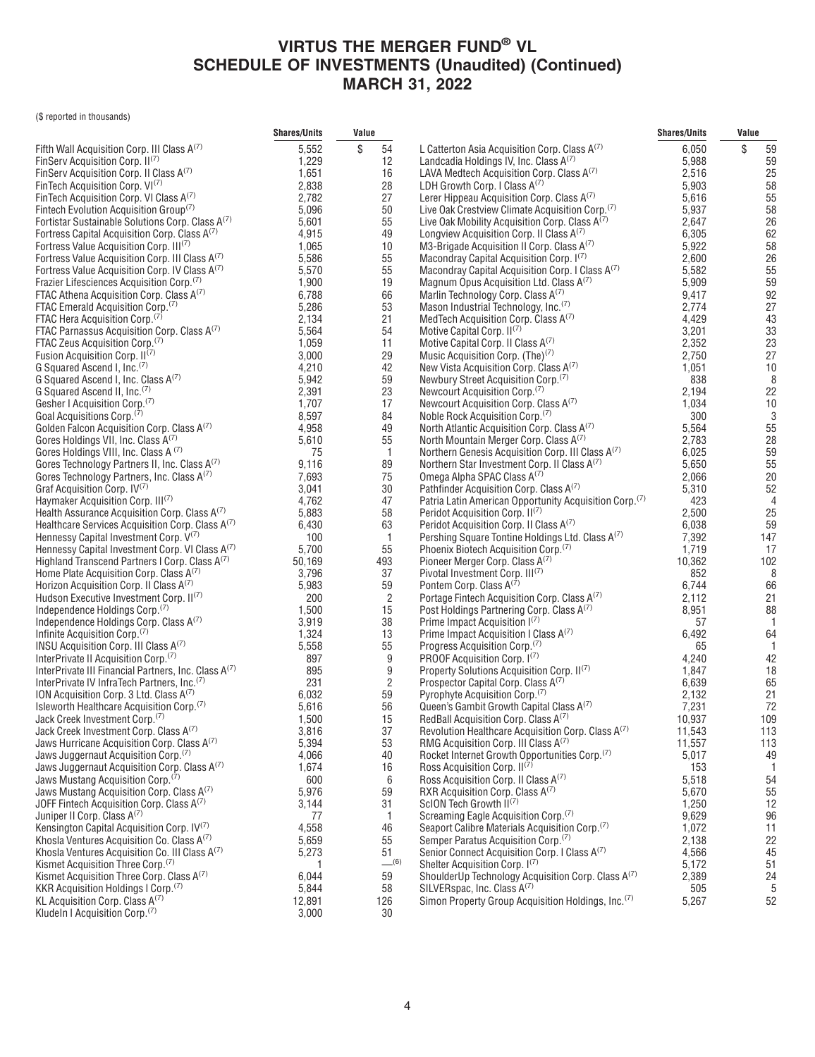# VIRTUS THE MERGER FUND® VL
## SCHEDULE OF INVESTMENTS (Unaudited) (Continued)
## MARCH 31, 2022

($ reported in thousands)

| | Shares/Units | Value |
|---|---|---|
| Fifth Wall Acquisition Corp. III Class A[(7)] | 5,552 | $ 54 |
| FinServ Acquisition Corp. II[(7)] | 1,229 | 12 |
| FinServ Acquisition Corp. II Class A[(7)] | 1,651 | 16 |
| FinTech Acquisition Corp. VI[(7)] | 2,838 | 28 |
| FinTech Acquisition Corp. VI Class A[(7)] | 2,782 | 27 |
| Fintech Evolution Acquisition Group[(7)] | 5,096 | 50 |
| Fortistar Sustainable Solutions Corp. Class A[(7)] | 5,601 | 55 |
| Fortress Capital Acquisition Corp. Class A[(7)] | 4,915 | 49 |
| Fortress Value Acquisition Corp. III[(7)] | 1,065 | 10 |
| Fortress Value Acquisition Corp. III Class A[(7)] | 5,586 | 55 |
| Fortress Value Acquisition Corp. IV Class A[(7)] | 5,570 | 55 |
| Frazier Lifesciences Acquisition Corp.[(7)] | 1,900 | 19 |
| FTAC Athena Acquisition Corp. Class A[(7)] | 6,788 | 66 |
| FTAC Emerald Acquisition Corp.[(7)] | 5,286 | 53 |
| FTAC Hera Acquisition Corp.[(7)] | 2,134 | 21 |
| FTAC Parnassus Acquisition Corp. Class A[(7)] | 5,564 | 54 |
| FTAC Zeus Acquisition Corp.[(7)] | 1,059 | 11 |
| Fusion Acquisition Corp. II[(7)] | 3,000 | 29 |
| G Squared Ascend I, Inc.[(7)] | 4,210 | 42 |
| G Squared Ascend I, Inc. Class A[(7)] | 5,942 | 59 |
| G Squared Ascend II, Inc.[(7)] | 2,391 | 23 |
| Gesher I Acquisition Corp.[(7)] | 1,707 | 17 |
| Goal Acquisitions Corp.[(7)] | 8,597 | 84 |
| Golden Falcon Acquisition Corp. Class A[(7)] | 4,958 | 49 |
| Gores Holdings VII, Inc. Class A[(7)] | 5,610 | 55 |
| Gores Holdings VIII, Inc. Class A [(7)] | 75 | 1 |
| Gores Technology Partners II, Inc. Class A[(7)] | 9,116 | 89 |
| Gores Technology Partners, Inc. Class A[(7)] | 7,693 | 75 |
| Graf Acquisition Corp. IV[(7)] | 3,041 | 30 |
| Haymaker Acquisition Corp. III[(7)] | 4,762 | 47 |
| Health Assurance Acquisition Corp. Class A[(7)] | 5,883 | 58 |
| Healthcare Services Acquisition Corp. Class A[(7)] | 6,430 | 63 |
| Hennessy Capital Investment Corp. V[(7)] | 100 | 1 |
| Hennessy Capital Investment Corp. VI Class A[(7)] | 5,700 | 55 |
| Highland Transcend Partners I Corp. Class A[(7)] | 50,169 | 493 |
| Home Plate Acquisition Corp. Class A[(7)] | 3,796 | 37 |
| Horizon Acquisition Corp. II Class A[(7)] | 5,983 | 59 |
| Hudson Executive Investment Corp. II[(7)] | 200 | 2 |
| Independence Holdings Corp.[(7)] | 1,500 | 15 |
| Independence Holdings Corp. Class A[(7)] | 3,919 | 38 |
| Infinite Acquisition Corp.[(7)] | 1,324 | 13 |
| INSU Acquisition Corp. III Class A[(7)] | 5,558 | 55 |
| InterPrivate II Acquisition Corp.[(7)] | 897 | 9 |
| InterPrivate III Financial Partners, Inc. Class A[(7)] | 895 | 9 |
| InterPrivate IV InfraTech Partners, Inc.[(7)] | 231 | 2 |
| ION Acquisition Corp. 3 Ltd. Class A[(7)] | 6,032 | 59 |
| Isleworth Healthcare Acquisition Corp.[(7)] | 5,616 | 56 |
| Jack Creek Investment Corp.[(7)] | 1,500 | 15 |
| Jack Creek Investment Corp. Class A[(7)] | 3,816 | 37 |
| Jaws Hurricane Acquisition Corp. Class A[(7)] | 5,394 | 53 |
| Jaws Juggernaut Acquisition Corp.[(7)] | 4,066 | 40 |
| Jaws Juggernaut Acquisition Corp. Class A[(7)] | 1,674 | 16 |
| Jaws Mustang Acquisition Corp.[(7)] | 600 | 6 |
| Jaws Mustang Acquisition Corp. Class A[(7)] | 5,976 | 59 |
| JOFF Fintech Acquisition Corp. Class A[(7)] | 3,144 | 31 |
| Juniper II Corp. Class A[(7)] | 77 | 1 |
| Kensington Capital Acquisition Corp. IV[(7)] | 4,558 | 46 |
| Khosla Ventures Acquisition Co. Class A[(7)] | 5,659 | 55 |
| Khosla Ventures Acquisition Co. III Class A[(7)] | 5,273 | 51 |
| Kismet Acquisition Three Corp.[(7)] | 1 | —[(6)] |
| Kismet Acquisition Three Corp. Class A[(7)] | 6,044 | 59 |
| KKR Acquisition Holdings I Corp.[(7)] | 5,844 | 58 |
| KL Acquisition Corp. Class A[(7)] | 12,891 | 126 |
| KludeIn I Acquisition Corp.[(7)] | 3,000 | 30 |
| L Catterton Asia Acquisition Corp. Class A[(7)] | 6,050 | $ 59 |
| Landcadia Holdings IV, Inc. Class A[(7)] | 5,988 | 59 |
| LAVA Medtech Acquisition Corp. Class A[(7)] | 2,516 | 25 |
| LDH Growth Corp. I Class A[(7)] | 5,903 | 58 |
| Lerer Hippeau Acquisition Corp. Class A[(7)] | 5,616 | 55 |
| Live Oak Crestview Climate Acquisition Corp.[(7)] | 5,937 | 58 |
| Live Oak Mobility Acquisition Corp. Class A[(7)] | 2,647 | 26 |
| Longview Acquisition Corp. II Class A[(7)] | 6,305 | 62 |
| M3-Brigade Acquisition II Corp. Class A[(7)] | 5,922 | 58 |
| Macondray Capital Acquisition Corp. I[(7)] | 2,600 | 26 |
| Macondray Capital Acquisition Corp. I Class A[(7)] | 5,582 | 55 |
| Magnum Opus Acquisition Ltd. Class A[(7)] | 5,909 | 59 |
| Marlin Technology Corp. Class A[(7)] | 9,417 | 92 |
| Mason Industrial Technology, Inc.[(7)] | 2,774 | 27 |
| MedTech Acquisition Corp. Class A[(7)] | 4,429 | 43 |
| Motive Capital Corp. II[(7)] | 3,201 | 33 |
| Motive Capital Corp. II Class A[(7)] | 2,352 | 23 |
| Music Acquisition Corp. (The)[(7)] | 2,750 | 27 |
| New Vista Acquisition Corp. Class A[(7)] | 1,051 | 10 |
| Newbury Street Acquisition Corp.[(7)] | 838 | 8 |
| Newcourt Acquisition Corp.[(7)] | 2,194 | 22 |
| Newcourt Acquisition Corp. Class A[(7)] | 1,034 | 10 |
| Noble Rock Acquisition Corp.[(7)] | 300 | 3 |
| North Atlantic Acquisition Corp. Class A[(7)] | 5,564 | 55 |
| North Mountain Merger Corp. Class A[(7)] | 2,783 | 28 |
| Northern Genesis Acquisition Corp. III Class A[(7)] | 6,025 | 59 |
| Northern Star Investment Corp. II Class A[(7)] | 5,650 | 55 |
| Omega Alpha SPAC Class A[(7)] | 2,066 | 20 |
| Pathfinder Acquisition Corp. Class A[(7)] | 5,310 | 52 |
| Patria Latin American Opportunity Acquisition Corp.[(7)] | 423 | 4 |
| Peridot Acquisition Corp. II[(7)] | 2,500 | 25 |
| Peridot Acquisition Corp. II Class A[(7)] | 6,038 | 59 |
| Pershing Square Tontine Holdings Ltd. Class A[(7)] | 7,392 | 147 |
| Phoenix Biotech Acquisition Corp.[(7)] | 1,719 | 17 |
| Pioneer Merger Corp. Class A[(7)] | 10,362 | 102 |
| Pivotal Investment Corp. III[(7)] | 852 | 8 |
| Pontem Corp. Class A[(7)] | 6,744 | 66 |
| Portage Fintech Acquisition Corp. Class A[(7)] | 2,112 | 21 |
| Post Holdings Partnering Corp. Class A[(7)] | 8,951 | 88 |
| Prime Impact Acquisition I[(7)] | 57 | 1 |
| Prime Impact Acquisition I Class A[(7)] | 6,492 | 64 |
| Progress Acquisition Corp.[(7)] | 65 | 1 |
| PROOF Acquisition Corp. I[(7)] | 4,240 | 42 |
| Property Solutions Acquisition Corp. II[(7)] | 1,847 | 18 |
| Prospector Capital Corp. Class A[(7)] | 6,639 | 65 |
| Pyrophyte Acquisition Corp.[(7)] | 2,132 | 21 |
| Queen's Gambit Growth Capital Class A[(7)] | 7,231 | 72 |
| RedBall Acquisition Corp. Class A[(7)] | 10,937 | 109 |
| Revolution Healthcare Acquisition Corp. Class A[(7)] | 11,543 | 113 |
| RMG Acquisition Corp. III Class A[(7)] | 11,557 | 113 |
| Rocket Internet Growth Opportunities Corp.[(7)] | 5,017 | 49 |
| Ross Acquisition Corp. II[(7)] | 153 | 1 |
| Ross Acquisition Corp. II Class A[(7)] | 5,518 | 54 |
| RXR Acquisition Corp. Class A[(7)] | 5,670 | 55 |
| ScION Tech Growth II[(7)] | 1,250 | 12 |
| Screaming Eagle Acquisition Corp.[(7)] | 9,629 | 96 |
| Seaport Calibre Materials Acquisition Corp.[(7)] | 1,072 | 11 |
| Semper Paratus Acquisition Corp.[(7)] | 2,138 | 22 |
| Senior Connect Acquisition Corp. I Class A[(7)] | 4,566 | 45 |
| Shelter Acquisition Corp. I[(7)] | 5,172 | 51 |
| ShoulderUp Technology Acquisition Corp. Class A[(7)] | 2,389 | 24 |
| SILVERspac, Inc. Class A[(7)] | 505 | 5 |
| Simon Property Group Acquisition Holdings, Inc.[(7)] | 5,267 | 52 |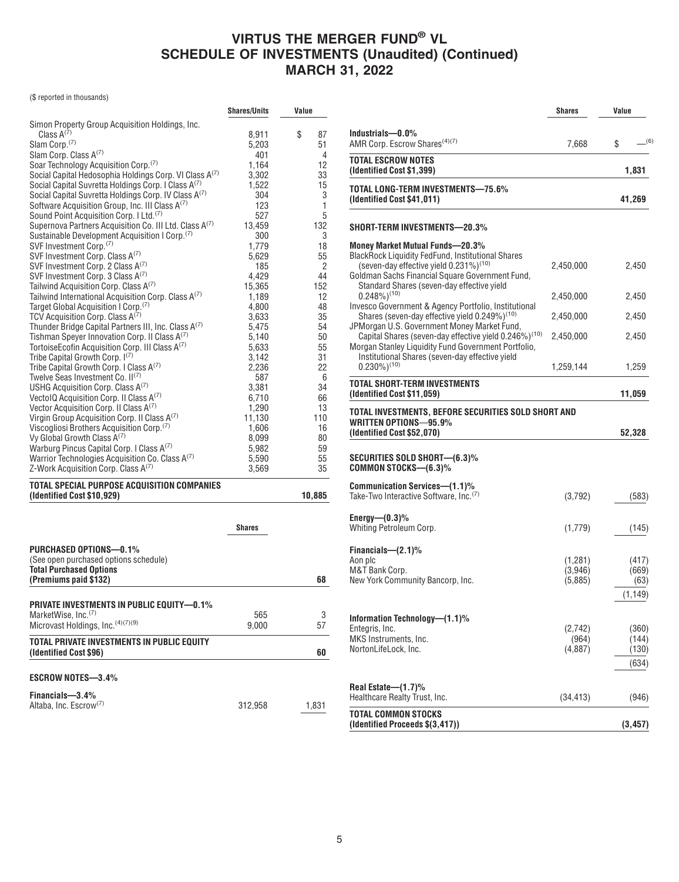# VIRTUS THE MERGER FUND® VL
## SCHEDULE OF INVESTMENTS (Unaudited) (Continued)
## MARCH 31, 2022

($ reported in thousands)

| | Shares/Units | Value |
|---|---|---|
| Simon Property Group Acquisition Holdings, Inc. Class A[(7)] | 8,911 | $ 87 |
| Slam Corp.[(7)] | 5,203 | 51 |
| Slam Corp. Class A[(7)] | 401 | 4 |
| Soar Technology Acquisition Corp.[(7)] | 1,164 | 12 |
| Social Capital Hedosophia Holdings Corp. VI Class A[(7)] | 3,302 | 33 |
| Social Capital Suvretta Holdings Corp. I Class A[(7)] | 1,522 | 15 |
| Social Capital Suvretta Holdings Corp. IV Class A[(7)] | 304 | 3 |
| Software Acquisition Group, Inc. III Class A[(7)] | 123 | 1 |
| Sound Point Acquisition Corp. I Ltd.[(7)] | 527 | 5 |
| Supernova Partners Acquisition Co. III Ltd. Class A[(7)] | 13,459 | 132 |
| Sustainable Development Acquisition I Corp.[(7)] | 300 | 3 |
| SVF Investment Corp.[(7)] | 1,779 | 18 |
| SVF Investment Corp. Class A[(7)] | 5,629 | 55 |
| SVF Investment Corp. 2 Class A[(7)] | 185 | 2 |
| SVF Investment Corp. 3 Class A[(7)] | 4,429 | 44 |
| Tailwind Acquisition Corp. Class A[(7)] | 15,365 | 152 |
| Tailwind International Acquisition Corp. Class A[(7)] | 1,189 | 12 |
| Target Global Acquisition I Corp.[(7)] | 4,800 | 48 |
| TCV Acquisition Corp. Class A[(7)] | 3,633 | 35 |
| Thunder Bridge Capital Partners III, Inc. Class A[(7)] | 5,475 | 54 |
| Tishman Speyer Innovation Corp. II Class A[(7)] | 5,140 | 50 |
| TortoiseEcofin Acquisition Corp. III Class A[(7)] | 5,633 | 55 |
| Tribe Capital Growth Corp. I[(7)] | 3,142 | 31 |
| Tribe Capital Growth Corp. I Class A[(7)] | 2,236 | 22 |
| Twelve Seas Investment Co. II[(7)] | 587 | 6 |
| USHG Acquisition Corp. Class A[(7)] | 3,381 | 34 |
| VectoIQ Acquisition Corp. II Class A[(7)] | 6,710 | 66 |
| Vector Acquisition Corp. II Class A[(7)] | 1,290 | 13 |
| Virgin Group Acquisition Corp. II Class A[(7)] | 11,130 | 110 |
| Viscogliosi Brothers Acquisition Corp.[(7)] | 1,606 | 16 |
| Vy Global Growth Class A[(7)] | 8,099 | 80 |
| Warburg Pincus Capital Corp. I Class A[(7)] | 5,982 | 59 |
| Warrior Technologies Acquisition Co. Class A[(7)] | 5,590 | 55 |
| Z-Work Acquisition Corp. Class A[(7)] | 3,569 | 35 |
| **TOTAL SPECIAL PURPOSE ACQUISITION COMPANIES (Identified Cost $10,929)** | | **10,885** |

| | Shares | Value |
|---|---|---|
| **PURCHASED OPTIONS—0.1%** | | |
| (See open purchased options schedule) | | |
| **Total Purchased Options (Premiums paid $132)** | | **68** |
| **PRIVATE INVESTMENTS IN PUBLIC EQUITY—0.1%** | | |
| MarketWise, Inc.[(7)] | 565 | 3 |
| Microvast Holdings, Inc.[(4)(7)(9)] | 9,000 | 57 |
| **TOTAL PRIVATE INVESTMENTS IN PUBLIC EQUITY (Identified Cost $96)** | | **60** |
| **ESCROW NOTES—3.4%** | | |
| **Financials—3.4%** | | |
| Altaba, Inc. Escrow[(7)] | 312,958 | 1,831 |
| **Industrials—0.0%** | | |
| AMR Corp. Escrow Shares[(4)(7)] | 7,668 | $ —[(6)] |
| **TOTAL ESCROW NOTES (Identified Cost $1,399)** | | **1,831** |
| **TOTAL LONG-TERM INVESTMENTS—75.6% (Identified Cost $41,011)** | | **41,269** |
| **SHORT-TERM INVESTMENTS—20.3%** | | |
| **Money Market Mutual Funds—20.3%** | | |
| BlackRock Liquidity FedFund, Institutional Shares (seven-day effective yield 0.231%)[(10)] | 2,450,000 | 2,450 |
| Goldman Sachs Financial Square Government Fund, Standard Shares (seven-day effective yield 0.248%)[(10)] | 2,450,000 | 2,450 |
| Invesco Government & Agency Portfolio, Institutional Shares (seven-day effective yield 0.249%)[(10)] | 2,450,000 | 2,450 |
| JPMorgan U.S. Government Money Market Fund, Capital Shares (seven-day effective yield 0.246%)[(10)] | 2,450,000 | 2,450 |
| Morgan Stanley Liquidity Fund Government Portfolio, Institutional Shares (seven-day effective yield 0.230%)[(10)] | 1,259,144 | 1,259 |
| **TOTAL SHORT-TERM INVESTMENTS (Identified Cost $11,059)** | | **11,059** |
| **TOTAL INVESTMENTS, BEFORE SECURITIES SOLD SHORT AND WRITTEN OPTIONS—95.9% (Identified Cost $52,070)** | | **52,328** |
| **SECURITIES SOLD SHORT—(6.3)%** | | |
| **COMMON STOCKS—(6.3)%** | | |
| **Communication Services—(1.1)%** | | |
| Take-Two Interactive Software, Inc.[(7)] | (3,792) | (583) |
| **Energy—(0.3)%** | | |
| Whiting Petroleum Corp. | (1,779) | (145) |
| **Financials—(2.1)%** | | |
| Aon plc | (1,281) | (417) |
| M&T Bank Corp. | (3,946) | (669) |
| New York Community Bancorp, Inc. | (5,885) | (63) |
| | | (1,149) |
| **Information Technology—(1.1)%** | | |
| Entegris, Inc. | (2,742) | (360) |
| MKS Instruments, Inc. | (964) | (144) |
| NortonLifeLock, Inc. | (4,887) | (130) |
| | | (634) |
| **Real Estate—(1.7)%** | | |
| Healthcare Realty Trust, Inc. | (34,413) | (946) |
| **TOTAL COMMON STOCKS (Identified Proceeds $(3,417))** | | **(3,457)** |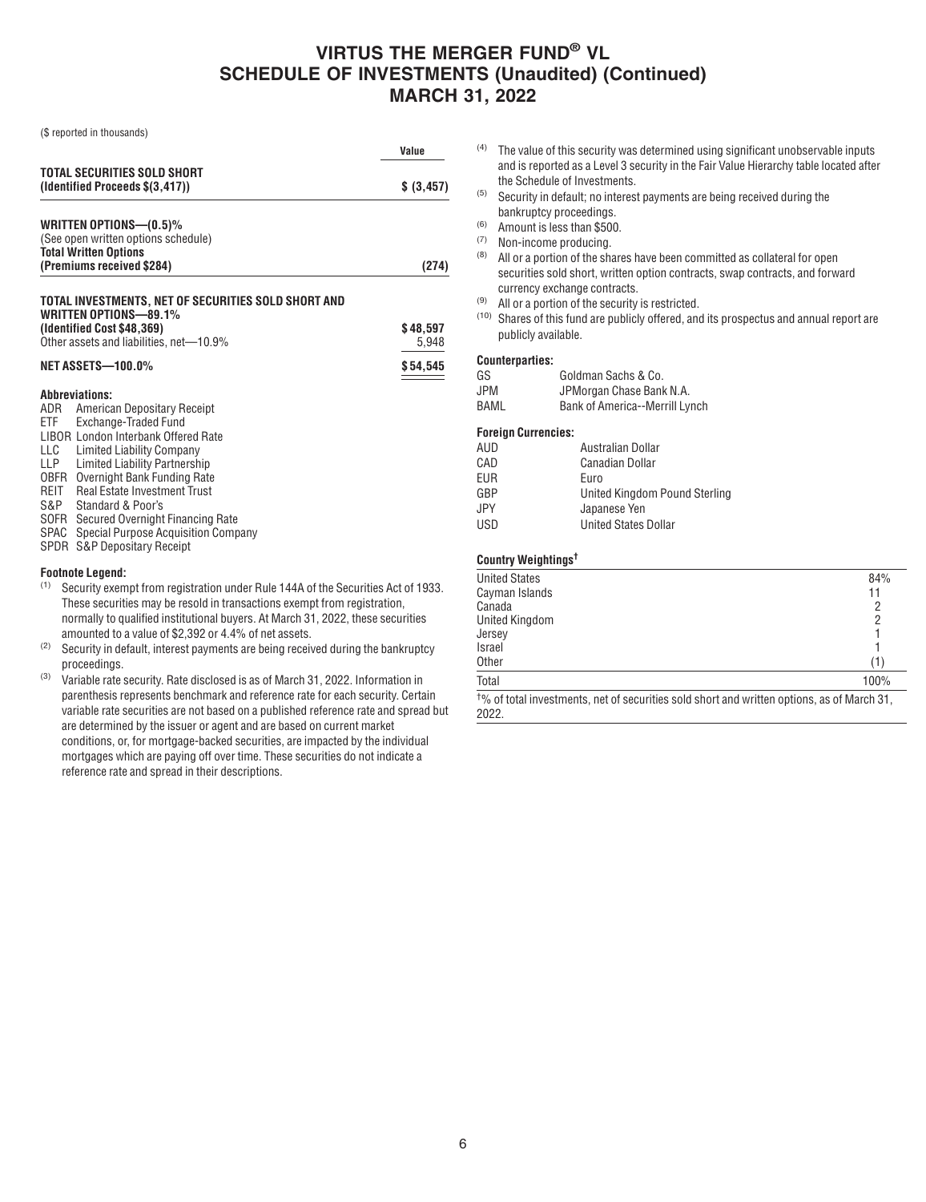# VIRTUS THE MERGER FUND® VL
## SCHEDULE OF INVESTMENTS (Unaudited) (Continued)
## MARCH 31, 2022

($ reported in thousands)

| | Value |
|---|---|
| **TOTAL SECURITIES SOLD SHORT (Identified Proceeds $(3,417))** | **$ (3,457)** |
| **WRITTEN OPTIONS—(0.5)%** (See open written options schedule) | |
| **Total Written Options (Premiums received $284)** | **(274)** |
| **TOTAL INVESTMENTS, NET OF SECURITIES SOLD SHORT AND WRITTEN OPTIONS—89.1% (Identified Cost $48,369)** | **$ 48,597** |
| Other assets and liabilities, net—10.9% | 5,948 |
| **NET ASSETS—100.0%** | **$ 54,545** |

**Abbreviations:**

ADR American Depositary Receipt
ETF Exchange-Traded Fund
LIBOR London Interbank Offered Rate
LLC Limited Liability Company
LLP Limited Liability Partnership
OBFR Overnight Bank Funding Rate
REIT Real Estate Investment Trust
S&P Standard & Poor's
SOFR Secured Overnight Financing Rate
SPAC Special Purpose Acquisition Company
SPDR S&P Depositary Receipt

**Footnote Legend:**

(1) Security exempt from registration under Rule 144A of the Securities Act of 1933. These securities may be resold in transactions exempt from registration, normally to qualified institutional buyers. At March 31, 2022, these securities amounted to a value of $2,392 or 4.4% of net assets.
(2) Security in default, interest payments are being received during the bankruptcy proceedings.
(3) Variable rate security. Rate disclosed is as of March 31, 2022. Information in parenthesis represents benchmark and reference rate for each security. Certain variable rate securities are not based on a published reference rate and spread but are determined by the issuer or agent and are based on current market conditions, or, for mortgage-backed securities, are impacted by the individual mortgages which are paying off over time. These securities do not indicate a reference rate and spread in their descriptions.
(4) The value of this security was determined using significant unobservable inputs and is reported as a Level 3 security in the Fair Value Hierarchy table located after the Schedule of Investments.
(5) Security in default; no interest payments are being received during the bankruptcy proceedings.
(6) Amount is less than $500.
(7) Non-income producing.
(8) All or a portion of the shares have been committed as collateral for open securities sold short, written option contracts, swap contracts, and forward currency exchange contracts.
(9) All or a portion of the security is restricted.
(10) Shares of this fund are publicly offered, and its prospectus and annual report are publicly available.

**Counterparties:**

GS Goldman Sachs & Co.
JPM JPMorgan Chase Bank N.A.
BAML Bank of America--Merrill Lynch

**Foreign Currencies:**

AUD Australian Dollar
CAD Canadian Dollar
EUR Euro
GBP United Kingdom Pound Sterling
JPY Japanese Yen
USD United States Dollar

**Country Weightings†**

| | |
|---|---|
| United States | 84% |
| Cayman Islands | 11 |
| Canada | 2 |
| United Kingdom | 2 |
| Jersey | 1 |
| Israel | 1 |
| Other | (1) |
| Total | 100% |

† % of total investments, net of securities sold short and written options, as of March 31, 2022.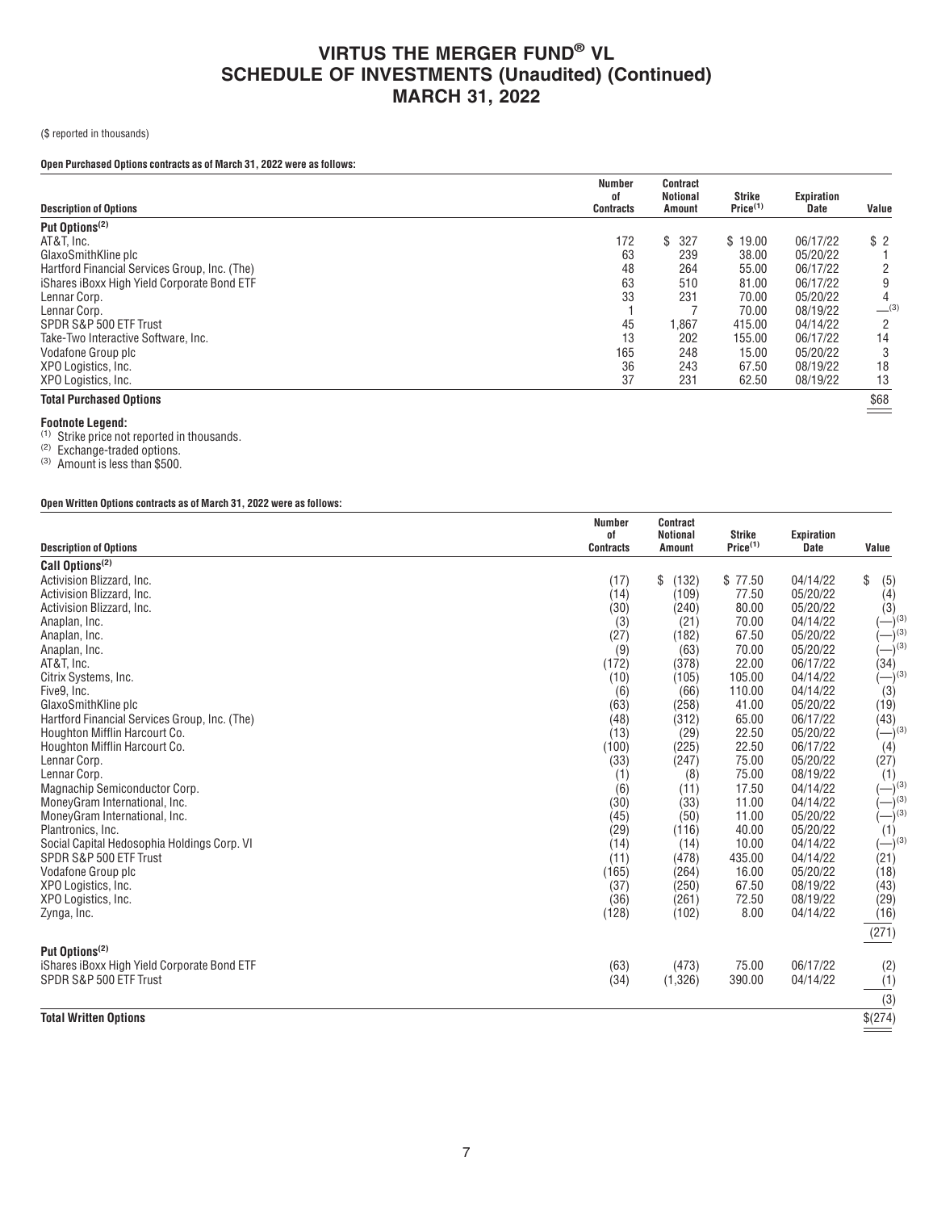# VIRTUS THE MERGER FUND® VL
## SCHEDULE OF INVESTMENTS (Unaudited) (Continued)
## MARCH 31, 2022

($ reported in thousands)

**Open Purchased Options contracts as of March 31, 2022 were as follows:**

| Description of Options | Number of Contracts | Contract Notional Amount | Strike Price[1] | Expiration Date | Value |
|---|---|---|---|---|---|
| **Put Options[2]** | | | | | |
| AT&T, Inc. | 172 | $ 327 | $ 19.00 | 06/17/22 | $ 2 |
| GlaxoSmithKline plc | 63 | 239 | 38.00 | 05/20/22 | 1 |
| Hartford Financial Services Group, Inc. (The) | 48 | 264 | 55.00 | 06/17/22 | 2 |
| iShares iBoxx High Yield Corporate Bond ETF | 63 | 510 | 81.00 | 06/17/22 | 9 |
| Lennar Corp. | 33 | 231 | 70.00 | 05/20/22 | 4 |
| Lennar Corp. | 1 | 7 | 70.00 | 08/19/22 | —[3] |
| SPDR S&P 500 ETF Trust | 45 | 1,867 | 415.00 | 04/14/22 | 2 |
| Take-Two Interactive Software, Inc. | 13 | 202 | 155.00 | 06/17/22 | 14 |
| Vodafone Group plc | 165 | 248 | 15.00 | 05/20/22 | 3 |
| XPO Logistics, Inc. | 36 | 243 | 67.50 | 08/19/22 | 18 |
| XPO Logistics, Inc. | 37 | 231 | 62.50 | 08/19/22 | 13 |
| **Total Purchased Options** | | | | | $68 |

**Footnote Legend:**

[1] Strike price not reported in thousands.
[2] Exchange-traded options.
[3] Amount is less than $500.

**Open Written Options contracts as of March 31, 2022 were as follows:**

| Description of Options | Number of Contracts | Contract Notional Amount | Strike Price[1] | Expiration Date | Value |
|---|---|---|---|---|---|
| **Call Options[2]** | | | | | |
| Activision Blizzard, Inc. | (17) | $ (132) | $ 77.50 | 04/14/22 | $ (5) |
| Activision Blizzard, Inc. | (14) | (109) | 77.50 | 05/20/22 | (4) |
| Activision Blizzard, Inc. | (30) | (240) | 80.00 | 05/20/22 | (3) |
| Anaplan, Inc. | (3) | (21) | 70.00 | 04/14/22 | (—)[3] |
| Anaplan, Inc. | (27) | (182) | 67.50 | 05/20/22 | (—)[3] |
| Anaplan, Inc. | (9) | (63) | 70.00 | 05/20/22 | (—)[3] |
| AT&T, Inc. | (172) | (378) | 22.00 | 06/17/22 | (34) |
| Citrix Systems, Inc. | (10) | (105) | 105.00 | 04/14/22 | (—)[3] |
| Five9, Inc. | (6) | (66) | 110.00 | 04/14/22 | (3) |
| GlaxoSmithKline plc | (63) | (258) | 41.00 | 05/20/22 | (19) |
| Hartford Financial Services Group, Inc. (The) | (48) | (312) | 65.00 | 06/17/22 | (43) |
| Houghton Mifflin Harcourt Co. | (13) | (29) | 22.50 | 05/20/22 | (—)[3] |
| Houghton Mifflin Harcourt Co. | (100) | (225) | 22.50 | 06/17/22 | (4) |
| Lennar Corp. | (33) | (247) | 75.00 | 05/20/22 | (27) |
| Lennar Corp. | (1) | (8) | 75.00 | 08/19/22 | (1) |
| Magnachip Semiconductor Corp. | (6) | (11) | 17.50 | 04/14/22 | (—)[3] |
| MoneyGram International, Inc. | (30) | (33) | 11.00 | 04/14/22 | (—)[3] |
| MoneyGram International, Inc. | (45) | (50) | 11.00 | 05/20/22 | (—)[3] |
| Plantronics, Inc. | (29) | (116) | 40.00 | 05/20/22 | (1) |
| Social Capital Hedosophia Holdings Corp. VI | (14) | (14) | 10.00 | 04/14/22 | (—)[3] |
| SPDR S&P 500 ETF Trust | (11) | (478) | 435.00 | 04/14/22 | (21) |
| Vodafone Group plc | (165) | (264) | 16.00 | 05/20/22 | (18) |
| XPO Logistics, Inc. | (37) | (250) | 67.50 | 08/19/22 | (43) |
| XPO Logistics, Inc. | (36) | (261) | 72.50 | 08/19/22 | (29) |
| Zynga, Inc. | (128) | (102) | 8.00 | 04/14/22 | (16) |
| | | | | | (271) |
| **Put Options[2]** | | | | | |
| iShares iBoxx High Yield Corporate Bond ETF | (63) | (473) | 75.00 | 06/17/22 | (2) |
| SPDR S&P 500 ETF Trust | (34) | (1,326) | 390.00 | 04/14/22 | (1) |
| | | | | | (3) |
| **Total Written Options** | | | | | $(274) |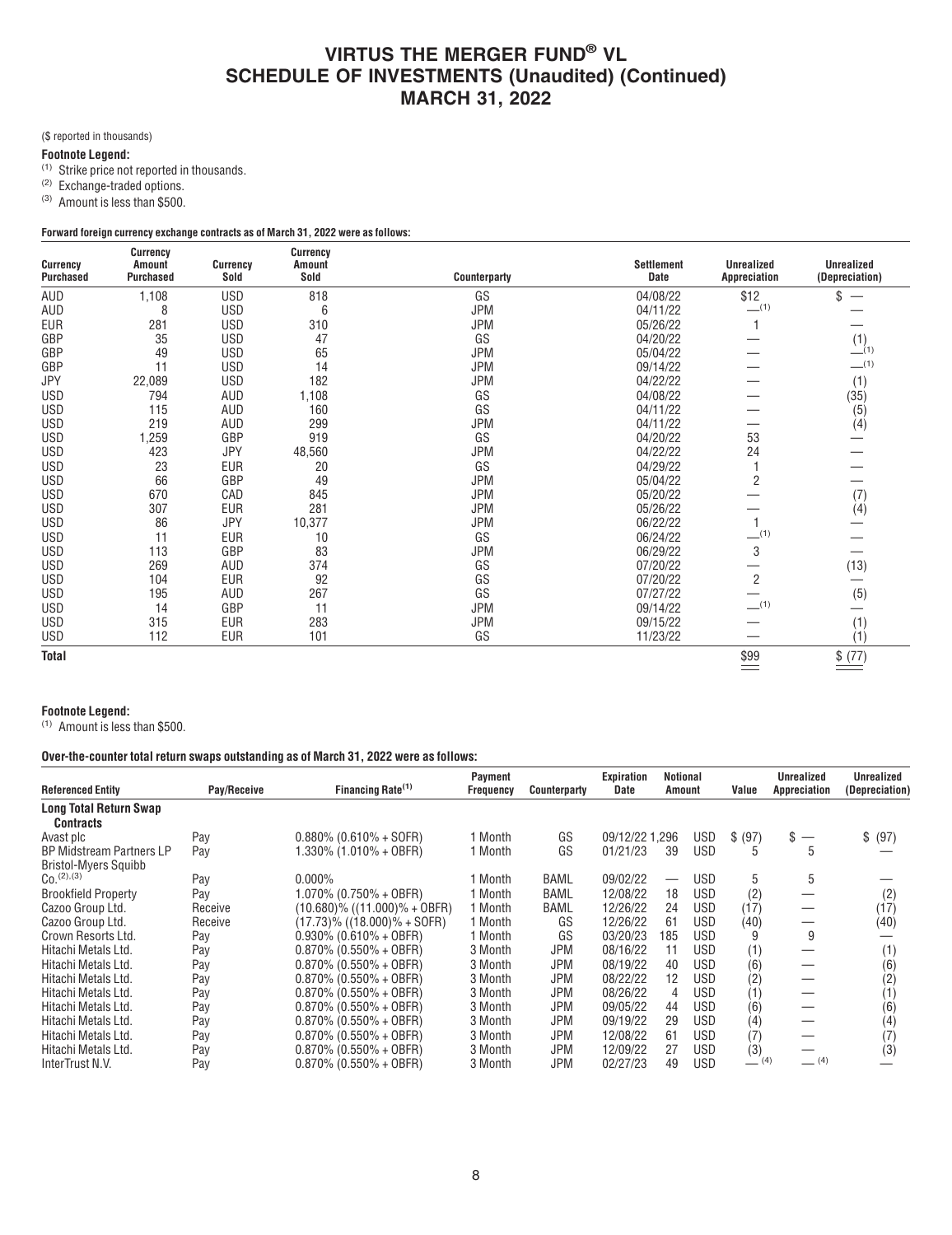# VIRTUS THE MERGER FUND® VL
# SCHEDULE OF INVESTMENTS (Unaudited) (Continued)
# MARCH 31, 2022

($ reported in thousands)

**Footnote Legend:**

(1) Strike price not reported in thousands.
(2) Exchange-traded options.
(3) Amount is less than $500.

**Forward foreign currency exchange contracts as of March 31, 2022 were as follows:**

| Currency Purchased | Currency Amount Purchased | Currency Sold | Currency Amount Sold | Counterparty | Settlement Date | Unrealized Appreciation | Unrealized (Depreciation) |
|---|---|---|---|---|---|---|---|
| AUD | 1,108 | USD | 818 | GS | 04/08/22 | $12 | $ — |
| AUD | 8 | USD | 6 | JPM | 04/11/22 | —[1] | — |
| EUR | 281 | USD | 310 | JPM | 05/26/22 | 1 | — |
| GBP | 35 | USD | 47 | GS | 04/20/22 | — | (1) |
| GBP | 49 | USD | 65 | JPM | 05/04/22 | — | —[1] |
| GBP | 11 | USD | 14 | JPM | 09/14/22 | — | —[1] |
| JPY | 22,089 | USD | 182 | JPM | 04/22/22 | — | (1) |
| USD | 794 | AUD | 1,108 | GS | 04/08/22 | — | (35) |
| USD | 115 | AUD | 160 | GS | 04/11/22 | — | (5) |
| USD | 219 | AUD | 299 | JPM | 04/11/22 | — | (4) |
| USD | 1,259 | GBP | 919 | GS | 04/20/22 | 53 | — |
| USD | 423 | JPY | 48,560 | JPM | 04/22/22 | 24 | — |
| USD | 23 | EUR | 20 | GS | 04/29/22 | 1 | — |
| USD | 66 | GBP | 49 | JPM | 05/04/22 | 2 | — |
| USD | 670 | CAD | 845 | JPM | 05/20/22 | — | (7) |
| USD | 307 | EUR | 281 | JPM | 05/26/22 | — | (4) |
| USD | 86 | JPY | 10,377 | JPM | 06/22/22 | 1 | — |
| USD | 11 | EUR | 10 | GS | 06/24/22 | —[1] | — |
| USD | 113 | GBP | 83 | JPM | 06/29/22 | 3 | — |
| USD | 269 | AUD | 374 | GS | 07/20/22 | — | (13) |
| USD | 104 | EUR | 92 | GS | 07/20/22 | 2 | — |
| USD | 195 | AUD | 267 | GS | 07/27/22 | — | (5) |
| USD | 14 | GBP | 11 | JPM | 09/14/22 | —[1] | — |
| USD | 315 | EUR | 283 | JPM | 09/15/22 | — | (1) |
| USD | 112 | EUR | 101 | GS | 11/23/22 | — | (1) |
| **Total** | | | | | | $99 | $ (77) |

**Footnote Legend:**

(1) Amount is less than $500.

**Over-the-counter total return swaps outstanding as of March 31, 2022 were as follows:**

| Referenced Entity | Pay/Receive | Financing Rate[1] | Payment Frequency | Counterparty | Expiration Date | Notional Amount | | Value | Unrealized Appreciation | Unrealized (Depreciation) |
|---|---|---|---|---|---|---|---|---|---|---|
| **Long Total Return Swap Contracts** | | | | | | | | | | |
| Avast plc | Pay | 0.880% (0.610% + SOFR) | 1 Month | GS | 09/12/22 | 1,296 | USD | $ (97) | $ — | $ (97) |
| BP Midstream Partners LP | Pay | 1.330% (1.010% + OBFR) | 1 Month | GS | 01/21/23 | 39 | USD | 5 | 5 | — |
| Bristol-Myers Squibb Co.[2],[3] | Pay | 0.000% | 1 Month | BAML | 09/02/22 | — | USD | 5 | 5 | — |
| Brookfield Property | Pay | 1.070% (0.750% + OBFR) | 1 Month | BAML | 12/08/22 | 18 | USD | (2) | — | (2) |
| Cazoo Group Ltd. | Receive | (10.680)% ((11.000)% + OBFR) | 1 Month | BAML | 12/26/22 | 24 | USD | (17) | — | (17) |
| Cazoo Group Ltd. | Receive | (17.73)% ((18.000)% + SOFR) | 1 Month | GS | 12/26/22 | 61 | USD | (40) | — | (40) |
| Crown Resorts Ltd. | Pay | 0.930% (0.610% + OBFR) | 1 Month | GS | 03/20/23 | 185 | USD | 9 | 9 | — |
| Hitachi Metals Ltd. | Pay | 0.870% (0.550% + OBFR) | 3 Month | JPM | 08/16/22 | 11 | USD | (1) | — | (1) |
| Hitachi Metals Ltd. | Pay | 0.870% (0.550% + OBFR) | 3 Month | JPM | 08/19/22 | 40 | USD | (6) | — | (6) |
| Hitachi Metals Ltd. | Pay | 0.870% (0.550% + OBFR) | 3 Month | JPM | 08/22/22 | 12 | USD | (2) | — | (2) |
| Hitachi Metals Ltd. | Pay | 0.870% (0.550% + OBFR) | 3 Month | JPM | 08/26/22 | 4 | USD | (1) | — | (1) |
| Hitachi Metals Ltd. | Pay | 0.870% (0.550% + OBFR) | 3 Month | JPM | 09/05/22 | 44 | USD | (6) | — | (6) |
| Hitachi Metals Ltd. | Pay | 0.870% (0.550% + OBFR) | 3 Month | JPM | 09/19/22 | 29 | USD | (4) | — | (4) |
| Hitachi Metals Ltd. | Pay | 0.870% (0.550% + OBFR) | 3 Month | JPM | 12/08/22 | 61 | USD | (7) | — | (7) |
| Hitachi Metals Ltd. | Pay | 0.870% (0.550% + OBFR) | 3 Month | JPM | 12/09/22 | 27 | USD | (3) | — | (3) |
| InterTrust N.V. | Pay | 0.870% (0.550% + OBFR) | 3 Month | JPM | 02/27/23 | 49 | USD | —[4] | —[4] | — |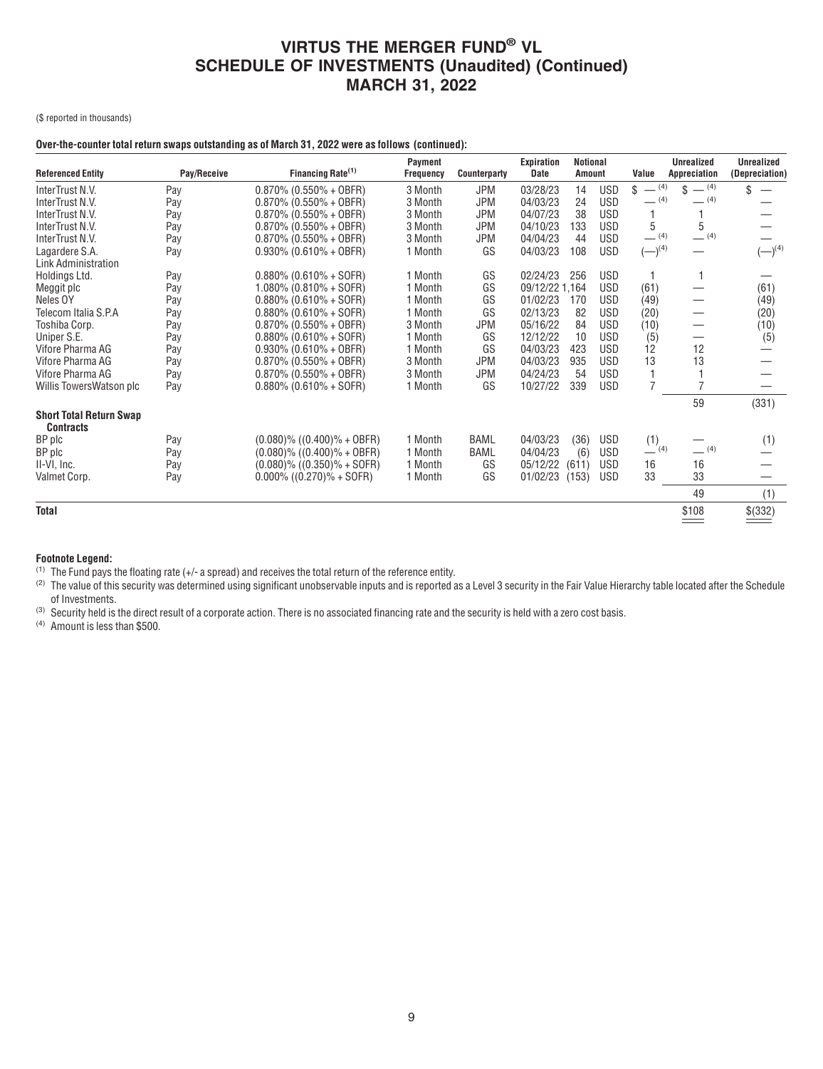# VIRTUS THE MERGER FUND® VL
# SCHEDULE OF INVESTMENTS (Unaudited) (Continued)
# MARCH 31, 2022

($ reported in thousands)

**Over-the-counter total return swaps outstanding as of March 31, 2022 were as follows (continued):**

| Referenced Entity | Pay/Receive | Financing Rate[(1)] | Payment Frequency | Counterparty | Expiration Date | Notional Amount | | Value | Unrealized Appreciation | Unrealized (Depreciation) |
|---|---|---|---|---|---|---|---|---|---|---|
| InterTrust N.V. | Pay | 0.870% (0.550% + OBFR) | 3 Month | JPM | 03/28/23 | 14 | USD | $ —[(4)] | $ —[(4)] | $ — |
| InterTrust N.V. | Pay | 0.870% (0.550% + OBFR) | 3 Month | JPM | 04/03/23 | 24 | USD | —[(4)] | —[(4)] | — |
| InterTrust N.V. | Pay | 0.870% (0.550% + OBFR) | 3 Month | JPM | 04/07/23 | 38 | USD | 1 | 1 | — |
| InterTrust N.V. | Pay | 0.870% (0.550% + OBFR) | 3 Month | JPM | 04/10/23 | 133 | USD | 5 | 5 | — |
| InterTrust N.V. | Pay | 0.870% (0.550% + OBFR) | 3 Month | JPM | 04/04/23 | 44 | USD | —[(4)] | —[(4)] | — |
| Lagardere S.A. | Pay | 0.930% (0.610% + OBFR) | 1 Month | GS | 04/03/23 | 108 | USD | (—)[(4)] | — | (—)[(4)] |
| Link Administration Holdings Ltd. | Pay | 0.880% (0.610% + SOFR) | 1 Month | GS | 02/24/23 | 256 | USD | 1 | 1 | — |
| Meggit plc | Pay | 1.080% (0.810% + SOFR) | 1 Month | GS | 09/12/22 | 1,164 | USD | (61) | — | (61) |
| Neles OY | Pay | 0.880% (0.610% + SOFR) | 1 Month | GS | 01/02/23 | 170 | USD | (49) | — | (49) |
| Telecom Italia S.P.A | Pay | 0.880% (0.610% + SOFR) | 1 Month | GS | 02/13/23 | 82 | USD | (20) | — | (20) |
| Toshiba Corp. | Pay | 0.870% (0.550% + OBFR) | 3 Month | JPM | 05/16/22 | 84 | USD | (10) | — | (10) |
| Uniper S.E. | Pay | 0.880% (0.610% + SOFR) | 1 Month | GS | 12/12/22 | 10 | USD | (5) | — | (5) |
| Vifore Pharma AG | Pay | 0.930% (0.610% + OBFR) | 1 Month | GS | 04/03/23 | 423 | USD | 12 | 12 | — |
| Vifore Pharma AG | Pay | 0.870% (0.550% + OBFR) | 3 Month | JPM | 04/03/23 | 935 | USD | 13 | 13 | — |
| Vifore Pharma AG | Pay | 0.870% (0.550% + OBFR) | 3 Month | JPM | 04/24/23 | 54 | USD | 1 | 1 | — |
| Willis TowersWatson plc | Pay | 0.880% (0.610% + SOFR) | 1 Month | GS | 10/27/22 | 339 | USD | 7 | 7 | — |
| | | | | | | | | | 59 | (331) |
| **Short Total Return Swap Contracts** | | | | | | | | | | |
| BP plc | Pay | (0.080)% ((0.400)% + OBFR) | 1 Month | BAML | 04/03/23 | (36) | USD | (1) | — | (1) |
| BP plc | Pay | (0.080)% ((0.400)% + OBFR) | 1 Month | BAML | 04/04/23 | (6) | USD | —[(4)] | —[(4)] | — |
| II-VI, Inc. | Pay | (0.080)% ((0.350)% + SOFR) | 1 Month | GS | 05/12/22 | (611) | USD | 16 | 16 | — |
| Valmet Corp. | Pay | 0.000% ((0.270)% + SOFR) | 1 Month | GS | 01/02/23 | (153) | USD | 33 | 33 | — |
| | | | | | | | | | 49 | (1) |
| **Total** | | | | | | | | | $108 | $(332) |

**Footnote Legend:**

(1) The Fund pays the floating rate (+/- a spread) and receives the total return of the reference entity.

(2) The value of this security was determined using significant unobservable inputs and is reported as a Level 3 security in the Fair Value Hierarchy table located after the Schedule of Investments.

(3) Security held is the direct result of a corporate action. There is no associated financing rate and the security is held with a zero cost basis.

(4) Amount is less than $500.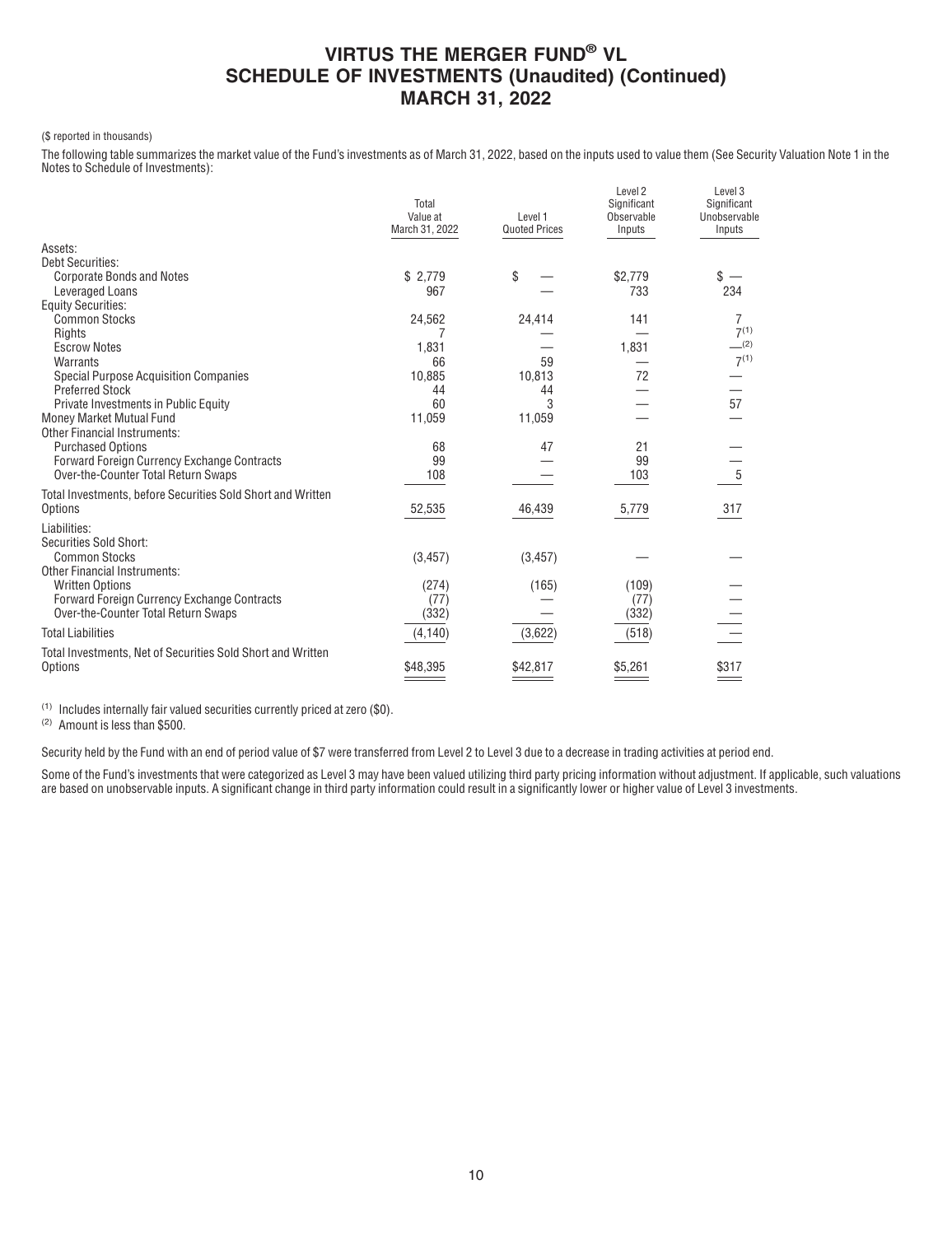# VIRTUS THE MERGER FUND® VL
## SCHEDULE OF INVESTMENTS (Unaudited) (Continued)
## MARCH 31, 2022

($ reported in thousands)

The following table summarizes the market value of the Fund's investments as of March 31, 2022, based on the inputs used to value them (See Security Valuation Note 1 in the Notes to Schedule of Investments):

| | Total Value at March 31, 2022 | Level 1 Quoted Prices | Level 2 Significant Observable Inputs | Level 3 Significant Unobservable Inputs |
|---|---|---|---|---|
| **Assets:** | | | | |
| Debt Securities: | | | | |
| Corporate Bonds and Notes | $ 2,779 | $ — | $2,779 | $ — |
| Leveraged Loans | 967 | — | 733 | 234 |
| Equity Securities: | | | | |
| Common Stocks | 24,562 | 24,414 | 141 | 7 |
| Rights | 7 | — | — | 7[1] |
| Escrow Notes | 1,831 | — | 1,831 | —[2] |
| Warrants | 66 | 59 | — | 7[1] |
| Special Purpose Acquisition Companies | 10,885 | 10,813 | 72 | — |
| Preferred Stock | 44 | 44 | — | — |
| Private Investments in Public Equity | 60 | 3 | — | 57 |
| Money Market Mutual Fund | 11,059 | 11,059 | — | — |
| Other Financial Instruments: | | | | |
| Purchased Options | 68 | 47 | 21 | — |
| Forward Foreign Currency Exchange Contracts | 99 | — | 99 | — |
| Over-the-Counter Total Return Swaps | 108 | — | 103 | 5 |
| Total Investments, before Securities Sold Short and Written Options | 52,535 | 46,439 | 5,779 | 317 |
| **Liabilities:** | | | | |
| Securities Sold Short: | | | | |
| Common Stocks | (3,457) | (3,457) | — | — |
| Other Financial Instruments: | | | | |
| Written Options | (274) | (165) | (109) | — |
| Forward Foreign Currency Exchange Contracts | (77) | — | (77) | — |
| Over-the-Counter Total Return Swaps | (332) | — | (332) | — |
| Total Liabilities | (4,140) | (3,622) | (518) | — |
| Total Investments, Net of Securities Sold Short and Written Options | $48,395 | $42,817 | $5,261 | $317 |

[1] Includes internally fair valued securities currently priced at zero ($0).

[2] Amount is less than $500.

Security held by the Fund with an end of period value of $7 were transferred from Level 2 to Level 3 due to a decrease in trading activities at period end.

Some of the Fund's investments that were categorized as Level 3 may have been valued utilizing third party pricing information without adjustment. If applicable, such valuations are based on unobservable inputs. A significant change in third party information could result in a significantly lower or higher value of Level 3 investments.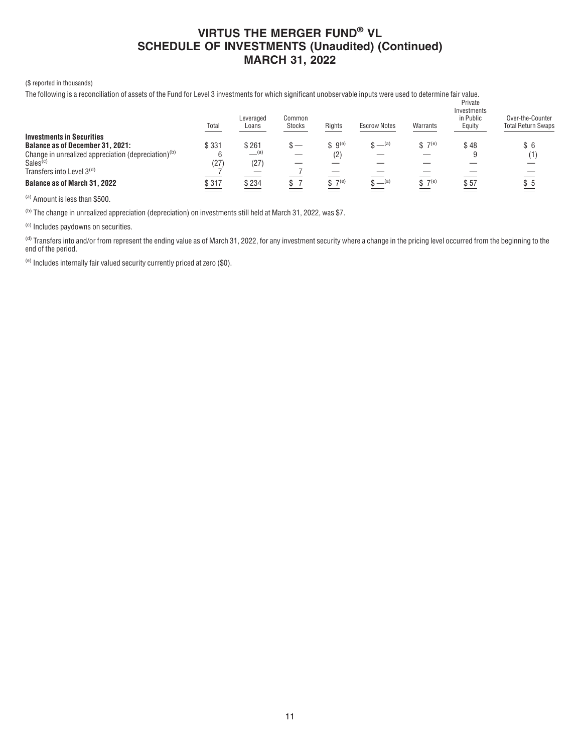# VIRTUS THE MERGER FUND® VL
## SCHEDULE OF INVESTMENTS (Unaudited) (Continued)
## MARCH 31, 2022

($ reported in thousands)

The following is a reconciliation of assets of the Fund for Level 3 investments for which significant unobservable inputs were used to determine fair value.

| | Total | Leveraged Loans | Common Stocks | Rights | Escrow Notes | Warrants | Private Investments in Public Equity | Over-the-Counter Total Return Swaps |
|---|---|---|---|---|---|---|---|---|
| **Investments in Securities** | | | | | | | | |
| **Balance as of December 31, 2021:** | $ 331 | $ 261 | $ — | $ 9[e] | $ —[a] | $ 7[e] | $ 48 | $ 6 |
| Change in unrealized appreciation (depreciation)[b] | 6 | —[a] | — | (2) | — | — | 9 | (1) |
| Sales[c] | (27) | (27) | — | — | — | — | — | — |
| Transfers into Level 3[d] | 7 | — | 7 | — | — | — | — | — |
| **Balance as of March 31, 2022** | $ 317 | $ 234 | $ 7 | $ 7[e] | $ —[a] | $ 7[e] | $ 57 | $ 5 |

[a] Amount is less than $500.

[b] The change in unrealized appreciation (depreciation) on investments still held at March 31, 2022, was $7.

[c] Includes paydowns on securities.

[d] Transfers into and/or from represent the ending value as of March 31, 2022, for any investment security where a change in the pricing level occurred from the beginning to the end of the period.

[e] Includes internally fair valued security currently priced at zero ($0).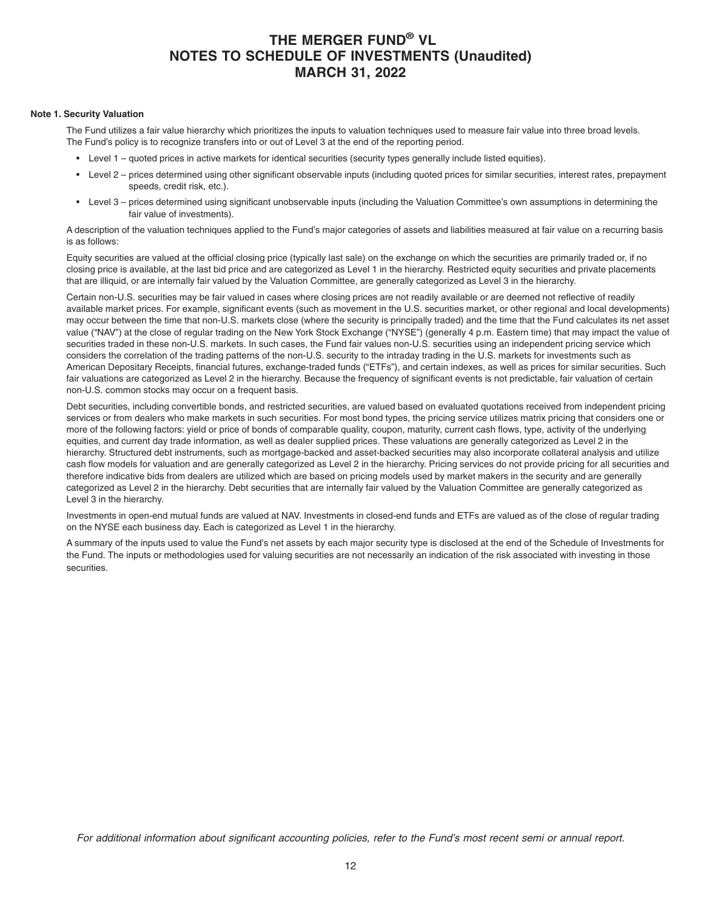# THE MERGER FUND® VL
# NOTES TO SCHEDULE OF INVESTMENTS (Unaudited)
# MARCH 31, 2022

**Note 1. Security Valuation**

The Fund utilizes a fair value hierarchy which prioritizes the inputs to valuation techniques used to measure fair value into three broad levels. The Fund's policy is to recognize transfers into or out of Level 3 at the end of the reporting period.

- Level 1 – quoted prices in active markets for identical securities (security types generally include listed equities).
- Level 2 – prices determined using other significant observable inputs (including quoted prices for similar securities, interest rates, prepayment speeds, credit risk, etc.).
- Level 3 – prices determined using significant unobservable inputs (including the Valuation Committee's own assumptions in determining the fair value of investments).

A description of the valuation techniques applied to the Fund's major categories of assets and liabilities measured at fair value on a recurring basis is as follows:

Equity securities are valued at the official closing price (typically last sale) on the exchange on which the securities are primarily traded or, if no closing price is available, at the last bid price and are categorized as Level 1 in the hierarchy. Restricted equity securities and private placements that are illiquid, or are internally fair valued by the Valuation Committee, are generally categorized as Level 3 in the hierarchy.

Certain non-U.S. securities may be fair valued in cases where closing prices are not readily available or are deemed not reflective of readily available market prices. For example, significant events (such as movement in the U.S. securities market, or other regional and local developments) may occur between the time that non-U.S. markets close (where the security is principally traded) and the time that the Fund calculates its net asset value ("NAV") at the close of regular trading on the New York Stock Exchange ("NYSE") (generally 4 p.m. Eastern time) that may impact the value of securities traded in these non-U.S. markets. In such cases, the Fund fair values non-U.S. securities using an independent pricing service which considers the correlation of the trading patterns of the non-U.S. security to the intraday trading in the U.S. markets for investments such as American Depositary Receipts, financial futures, exchange-traded funds ("ETFs"), and certain indexes, as well as prices for similar securities. Such fair valuations are categorized as Level 2 in the hierarchy. Because the frequency of significant events is not predictable, fair valuation of certain non-U.S. common stocks may occur on a frequent basis.

Debt securities, including convertible bonds, and restricted securities, are valued based on evaluated quotations received from independent pricing services or from dealers who make markets in such securities. For most bond types, the pricing service utilizes matrix pricing that considers one or more of the following factors: yield or price of bonds of comparable quality, coupon, maturity, current cash flows, type, activity of the underlying equities, and current day trade information, as well as dealer supplied prices. These valuations are generally categorized as Level 2 in the hierarchy. Structured debt instruments, such as mortgage-backed and asset-backed securities may also incorporate collateral analysis and utilize cash flow models for valuation and are generally categorized as Level 2 in the hierarchy. Pricing services do not provide pricing for all securities and therefore indicative bids from dealers are utilized which are based on pricing models used by market makers in the security and are generally categorized as Level 2 in the hierarchy. Debt securities that are internally fair valued by the Valuation Committee are generally categorized as Level 3 in the hierarchy.

Investments in open-end mutual funds are valued at NAV. Investments in closed-end funds and ETFs are valued as of the close of regular trading on the NYSE each business day. Each is categorized as Level 1 in the hierarchy.

A summary of the inputs used to value the Fund's net assets by each major security type is disclosed at the end of the Schedule of Investments for the Fund. The inputs or methodologies used for valuing securities are not necessarily an indication of the risk associated with investing in those securities.

*For additional information about significant accounting policies, refer to the Fund's most recent semi or annual report.*